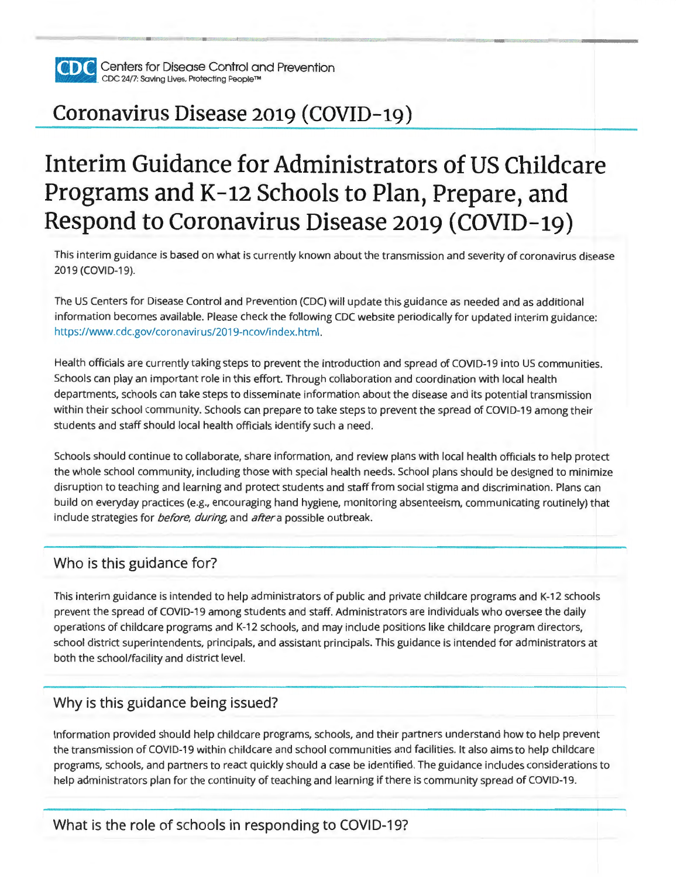Centers for Disease Control and Prevention
CDC 24/7: Saving Lives. Protecting People™

# Coronavirus Disease 2019 (COVID-19)

# Interim Guidance for Administrators of US Childcare Programs and K-12 Schools to Plan, Prepare, and Respond to Coronavirus Disease 2019 (COVID-19)

This interim guidance is based on what is currently known about the transmission and severity of coronavirus disease 2019 (COVID-19).

The US Centers for Disease Control and Prevention (CDC) will update this guidance as needed and as additional information becomes available. Please check the following CDC website periodically for updated interim guidance: https://www.cdc.gov/coronavirus/2019-ncov/index.html.

Health officials are currently taking steps to prevent the introduction and spread of COVID-19 into US communities. Schools can play an important role in this effort. Through collaboration and coordination with local health departments, schools can take steps to disseminate information about the disease and its potential transmission within their school community. Schools can prepare to take steps to prevent the spread of COVID-19 among their students and staff should local health officials identify such a need.

Schools should continue to collaborate, share information, and review plans with local health officials to help protect the whole school community, including those with special health needs. School plans should be designed to minimize disruption to teaching and learning and protect students and staff from social stigma and discrimination. Plans can build on everyday practices (e.g., encouraging hand hygiene, monitoring absenteeism, communicating routinely) that include strategies for *before, during,* and *after* a possible outbreak.

## Who is this guidance for?

This interim guidance is intended to help administrators of public and private childcare programs and K-12 schools prevent the spread of COVID-19 among students and staff. Administrators are individuals who oversee the daily operations of childcare programs and K-12 schools, and may include positions like childcare program directors, school district superintendents, principals, and assistant principals. This guidance is intended for administrators at both the school/facility and district level.

## Why is this guidance being issued?

Information provided should help childcare programs, schools, and their partners understand how to help prevent the transmission of COVID-19 within childcare and school communities and facilities. It also aims to help childcare programs, schools, and partners to react quickly should a case be identified. The guidance includes considerations to help administrators plan for the continuity of teaching and learning if there is community spread of COVID-19.

## What is the role of schools in responding to COVID-19?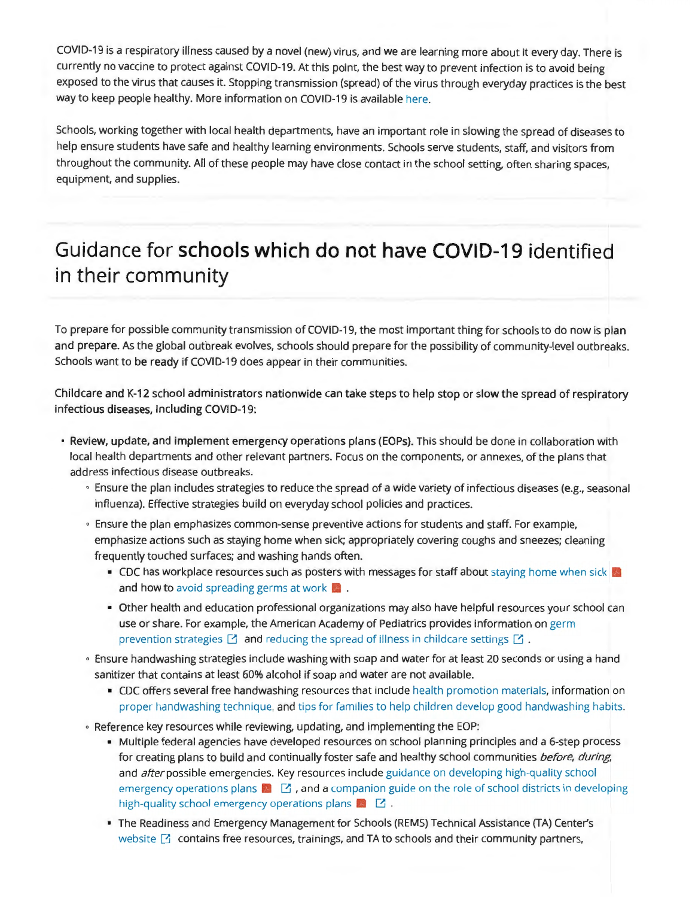COVID-19 is a respiratory illness caused by a novel (new) virus, and we are learning more about it every day. There is currently no vaccine to protect against COVID-19. At this point, the best way to prevent infection is to avoid being exposed to the virus that causes it. Stopping transmission (spread) of the virus through everyday practices is the best way to keep people healthy. More information on COVID-19 is available here.

Schools, working together with local health departments, have an important role in slowing the spread of diseases to help ensure students have safe and healthy learning environments. Schools serve students, staff, and visitors from throughout the community. All of these people may have close contact in the school setting, often sharing spaces, equipment, and supplies.

## Guidance for **schools which do not have COVID-19** identified in their community

To prepare for possible community transmission of COVID-19, the most important thing for schools to do now is plan and prepare. As the global outbreak evolves, schools should prepare for the possibility of community-level outbreaks. Schools want to be ready if COVID-19 does appear in their communities.

Childcare and K-12 school administrators nationwide can take steps to help stop or slow the spread of respiratory infectious diseases, including COVID-19:

- **Review, update, and implement emergency operations plans (EOPs).** This should be done in collaboration with local health departments and other relevant partners. Focus on the components, or annexes, of the plans that address infectious disease outbreaks.
  - Ensure the plan includes strategies to reduce the spread of a wide variety of infectious diseases (e.g., seasonal influenza). Effective strategies build on everyday school policies and practices.
  - Ensure the plan emphasizes common-sense preventive actions for students and staff. For example, emphasize actions such as staying home when sick; appropriately covering coughs and sneezes; cleaning frequently touched surfaces; and washing hands often.
    - CDC has workplace resources such as posters with messages for staff about staying home when sick and how to avoid spreading germs at work.
    - Other health and education professional organizations may also have helpful resources your school can use or share. For example, the American Academy of Pediatrics provides information on germ prevention strategies and reducing the spread of illness in childcare settings.
  - Ensure handwashing strategies include washing with soap and water for at least 20 seconds or using a hand sanitizer that contains at least 60% alcohol if soap and water are not available.
    - CDC offers several free handwashing resources that include health promotion materials, information on proper handwashing technique, and tips for families to help children develop good handwashing habits.
  - Reference key resources while reviewing, updating, and implementing the EOP:
    - Multiple federal agencies have developed resources on school planning principles and a 6-step process for creating plans to build and continually foster safe and healthy school communities *before, during,* and *after* possible emergencies. Key resources include guidance on developing high-quality school emergency operations plans, and a companion guide on the role of school districts in developing high-quality school emergency operations plans.
    - The Readiness and Emergency Management for Schools (REMS) Technical Assistance (TA) Center's website contains free resources, trainings, and TA to schools and their community partners,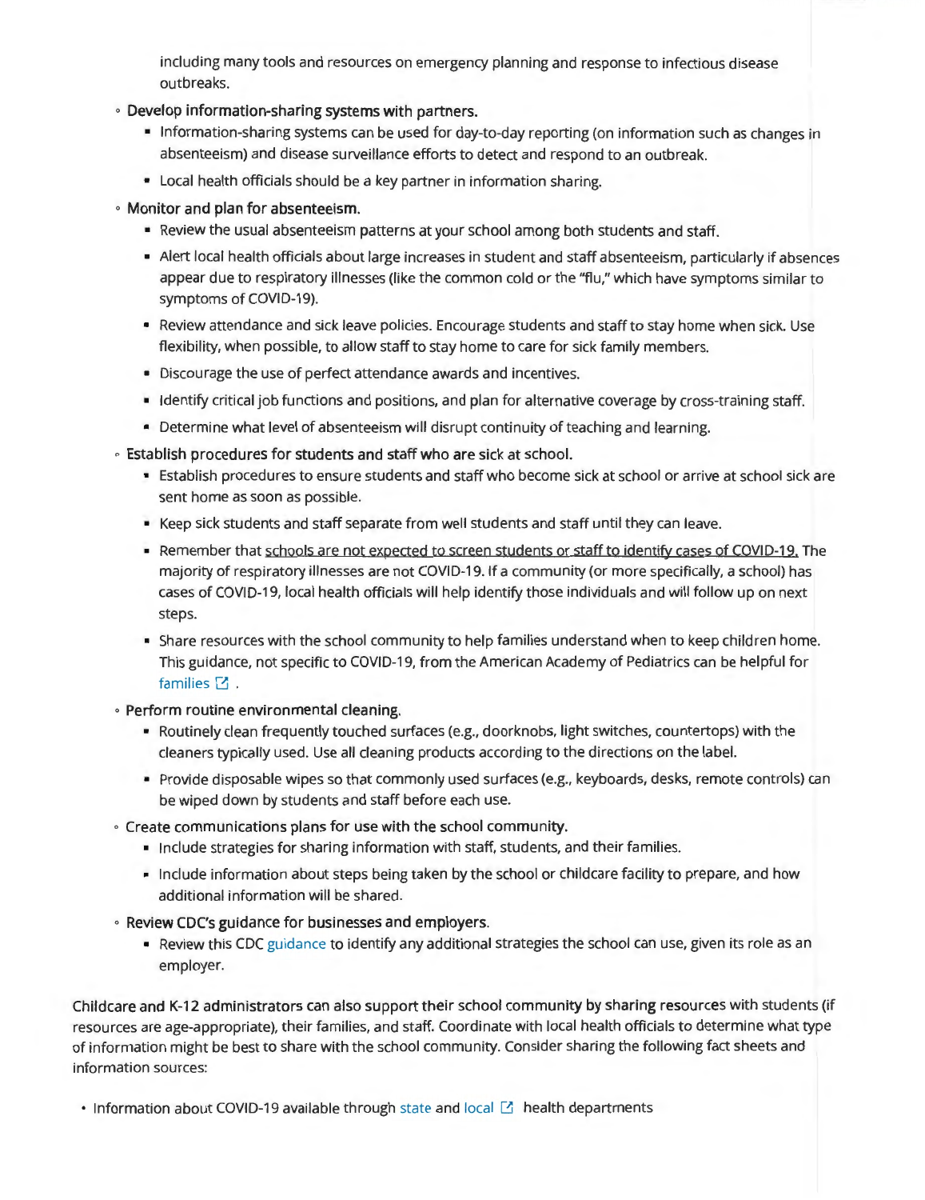including many tools and resources on emergency planning and response to infectious disease outbreaks.

- Develop information-sharing systems with partners.
  - Information-sharing systems can be used for day-to-day reporting (on information such as changes in absenteeism) and disease surveillance efforts to detect and respond to an outbreak.
  - Local health officials should be a key partner in information sharing.
- Monitor and plan for absenteeism.
  - Review the usual absenteeism patterns at your school among both students and staff.
  - Alert local health officials about large increases in student and staff absenteeism, particularly if absences appear due to respiratory illnesses (like the common cold or the "flu," which have symptoms similar to symptoms of COVID-19).
  - Review attendance and sick leave policies. Encourage students and staff to stay home when sick. Use flexibility, when possible, to allow staff to stay home to care for sick family members.
  - Discourage the use of perfect attendance awards and incentives.
  - Identify critical job functions and positions, and plan for alternative coverage by cross-training staff.
  - Determine what level of absenteeism will disrupt continuity of teaching and learning.
- Establish procedures for students and staff who are sick at school.
  - Establish procedures to ensure students and staff who become sick at school or arrive at school sick are sent home as soon as possible.
  - Keep sick students and staff separate from well students and staff until they can leave.
  - Remember that schools are not expected to screen students or staff to identify cases of COVID-19. The majority of respiratory illnesses are not COVID-19. If a community (or more specifically, a school) has cases of COVID-19, local health officials will help identify those individuals and will follow up on next steps.
  - Share resources with the school community to help families understand when to keep children home. This guidance, not specific to COVID-19, from the American Academy of Pediatrics can be helpful for families.
- Perform routine environmental cleaning.
  - Routinely clean frequently touched surfaces (e.g., doorknobs, light switches, countertops) with the cleaners typically used. Use all cleaning products according to the directions on the label.
  - Provide disposable wipes so that commonly used surfaces (e.g., keyboards, desks, remote controls) can be wiped down by students and staff before each use.
- Create communications plans for use with the school community.
  - Include strategies for sharing information with staff, students, and their families.
  - Include information about steps being taken by the school or childcare facility to prepare, and how additional information will be shared.
- Review CDC's guidance for businesses and employers.
  - Review this CDC guidance to identify any additional strategies the school can use, given its role as an employer.

Childcare and K-12 administrators can also support their school community by sharing resources with students (if resources are age-appropriate), their families, and staff. Coordinate with local health officials to determine what type of information might be best to share with the school community. Consider sharing the following fact sheets and information sources:

- Information about COVID-19 available through state and local health departments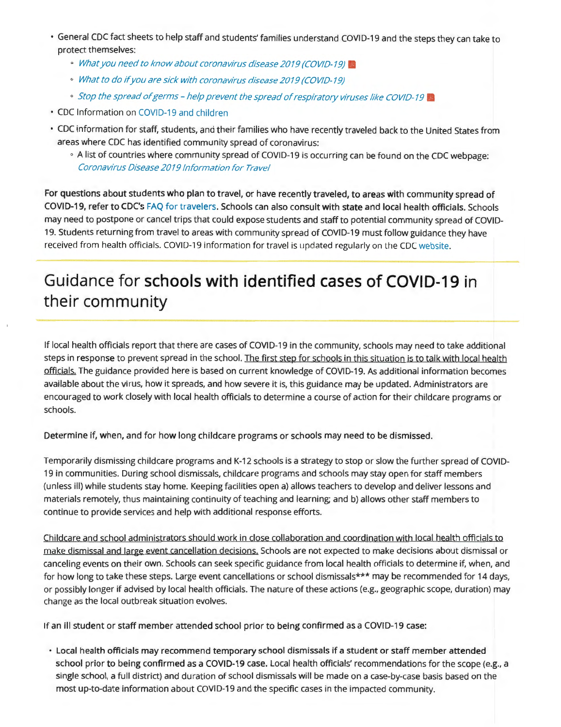- General CDC fact sheets to help staff and students' families understand COVID-19 and the steps they can take to protect themselves:
  - *What you need to know about coronavirus disease 2019 (COVID-19)*
  - *What to do if you are sick with coronavirus disease 2019 (COVID-19)*
  - *Stop the spread of germs – help prevent the spread of respiratory viruses like COVID-19*
- CDC Information on COVID-19 and children
- CDC information for staff, students, and their families who have recently traveled back to the United States from areas where CDC has identified community spread of coronavirus:
  - A list of countries where community spread of COVID-19 is occurring can be found on the CDC webpage: *Coronavirus Disease 2019 Information for Travel*

**For questions about students who plan to travel, or have recently traveled, to areas with community spread of COVID-19, refer to CDC's** FAQ for travelers. **Schools can also consult with state and local health officials.** Schools may need to postpone or cancel trips that could expose students and staff to potential community spread of COVID-19. Students returning from travel to areas with community spread of COVID-19 must follow guidance they have received from health officials. COVID-19 information for travel is updated regularly on the CDC website.

## Guidance for **schools with identified cases of COVID-19** in their community

If local health officials report that there are cases of COVID-19 in the community, schools may need to take additional steps in response to prevent spread in the school. The first step for schools in this situation is to talk with local health officials. The guidance provided here is based on current knowledge of COVID-19. As additional information becomes available about the virus, how it spreads, and how severe it is, this guidance may be updated. Administrators are encouraged to work closely with local health officials to determine a course of action for their childcare programs or schools.

Determine if, when, and for how long childcare programs or schools may need to be dismissed.

Temporarily dismissing childcare programs and K-12 schools is a strategy to stop or slow the further spread of COVID-19 in communities. During school dismissals, childcare programs and schools may stay open for staff members (unless ill) while students stay home. Keeping facilities open a) allows teachers to develop and deliver lessons and materials remotely, thus maintaining continuity of teaching and learning; and b) allows other staff members to continue to provide services and help with additional response efforts.

Childcare and school administrators should work in close collaboration and coordination with local health officials to make dismissal and large event cancellation decisions. Schools are not expected to make decisions about dismissal or canceling events on their own. Schools can seek specific guidance from local health officials to determine if, when, and for how long to take these steps. Large event cancellations or school dismissals*** may be recommended for 14 days, or possibly longer if advised by local health officials. The nature of these actions (e.g., geographic scope, duration) may change as the local outbreak situation evolves.

If an ill student or staff member attended school prior to being confirmed as a COVID-19 case:

- Local health officials may recommend temporary school dismissals if a student or staff member attended school prior to being confirmed as a COVID-19 case. Local health officials' recommendations for the scope (e.g., a single school, a full district) and duration of school dismissals will be made on a case-by-case basis based on the most up-to-date information about COVID-19 and the specific cases in the impacted community.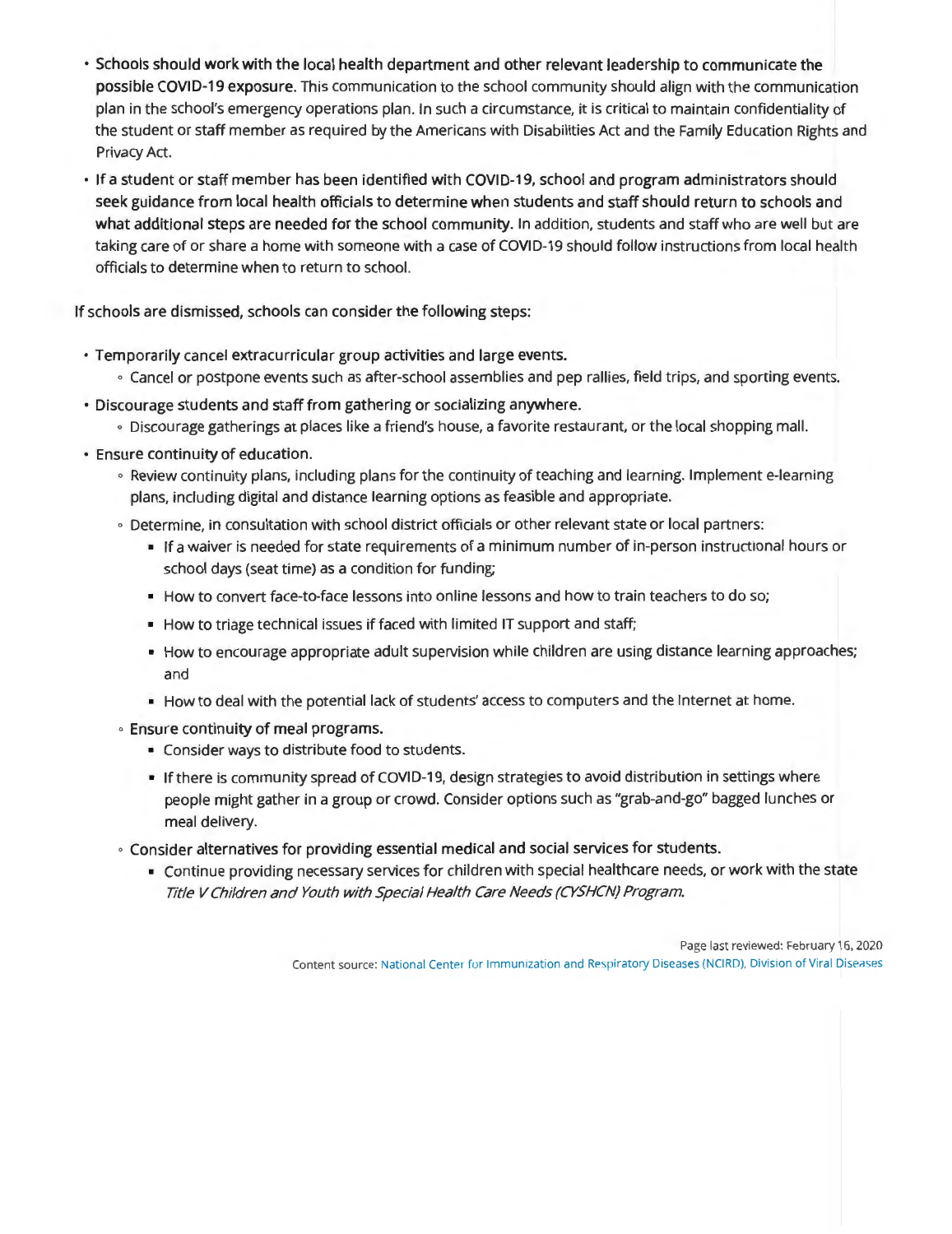- **Schools should work with the local health department and other relevant leadership to communicate the possible COVID-19 exposure.** This communication to the school community should align with the communication plan in the school's emergency operations plan. In such a circumstance, it is critical to maintain confidentiality of the student or staff member as required by the Americans with Disabilities Act and the Family Education Rights and Privacy Act.
- **If a student or staff member has been identified with COVID-19, school and program administrators should seek guidance from local health officials to determine when students and staff should return to schools and what additional steps are needed for the school community.** In addition, students and staff who are well but are taking care of or share a home with someone with a case of COVID-19 should follow instructions from local health officials to determine when to return to school.

**If schools are dismissed, schools can consider the following steps:**

- **Temporarily cancel extracurricular group activities and large events.**
  - Cancel or postpone events such as after-school assemblies and pep rallies, field trips, and sporting events.
- **Discourage students and staff from gathering or socializing anywhere.**
  - Discourage gatherings at places like a friend's house, a favorite restaurant, or the local shopping mall.
- **Ensure continuity of education.**
  - Review continuity plans, including plans for the continuity of teaching and learning. Implement e-learning plans, including digital and distance learning options as feasible and appropriate.
  - Determine, in consultation with school district officials or other relevant state or local partners:
    - If a waiver is needed for state requirements of a minimum number of in-person instructional hours or school days (seat time) as a condition for funding;
    - How to convert face-to-face lessons into online lessons and how to train teachers to do so;
    - How to triage technical issues if faced with limited IT support and staff;
    - How to encourage appropriate adult supervision while children are using distance learning approaches; and
    - How to deal with the potential lack of students' access to computers and the Internet at home.
  - **Ensure continuity of meal programs.**
    - Consider ways to distribute food to students.
    - If there is community spread of COVID-19, design strategies to avoid distribution in settings where people might gather in a group or crowd. Consider options such as "grab-and-go" bagged lunches or meal delivery.
  - **Consider alternatives for providing essential medical and social services for students.**
    - Continue providing necessary services for children with special healthcare needs, or work with the state *Title V Children and Youth with Special Health Care Needs (CYSHCN) Program.*

Page last reviewed: February 16, 2020

Content source: National Center for Immunization and Respiratory Diseases (NCIRD), Division of Viral Diseases